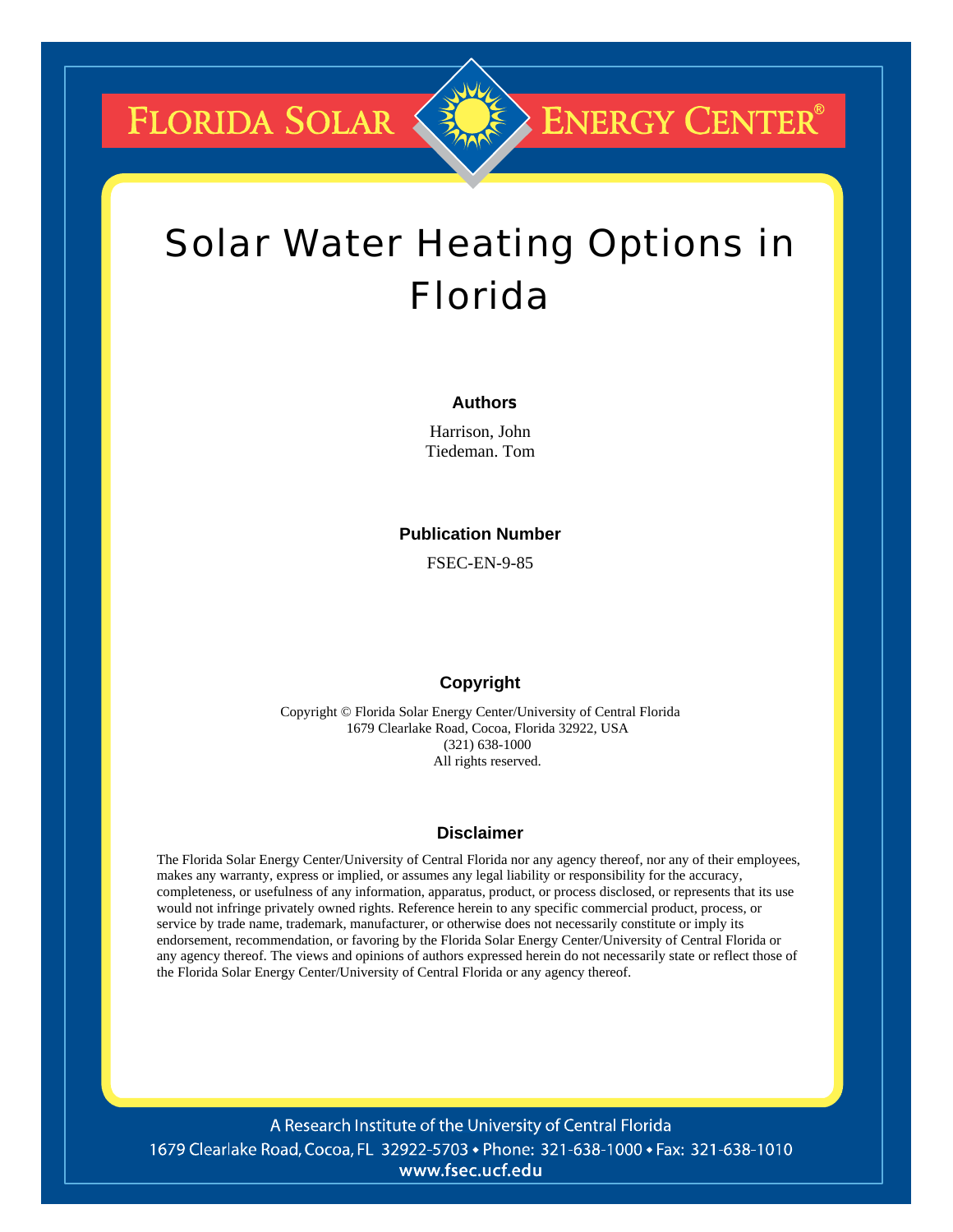FLORIDA SOLAR ENERGY CENTER®

# Solar Water Heating Options in Florida

### Authors

Harrison, John
Tiedeman. Tom

### Publication Number

FSEC-EN-9-85

### Copyright

Copyright © Florida Solar Energy Center/University of Central Florida
1679 Clearlake Road, Cocoa, Florida 32922, USA
(321) 638-1000
All rights reserved.

### Disclaimer

The Florida Solar Energy Center/University of Central Florida nor any agency thereof, nor any of their employees, makes any warranty, express or implied, or assumes any legal liability or responsibility for the accuracy, completeness, or usefulness of any information, apparatus, product, or process disclosed, or represents that its use would not infringe privately owned rights. Reference herein to any specific commercial product, process, or service by trade name, trademark, manufacturer, or otherwise does not necessarily constitute or imply its endorsement, recommendation, or favoring by the Florida Solar Energy Center/University of Central Florida or any agency thereof. The views and opinions of authors expressed herein do not necessarily state or reflect those of the Florida Solar Energy Center/University of Central Florida or any agency thereof.

A Research Institute of the University of Central Florida
1679 Clearlake Road, Cocoa, FL 32922-5703 • Phone: 321-638-1000 • Fax: 321-638-1010
www.fsec.ucf.edu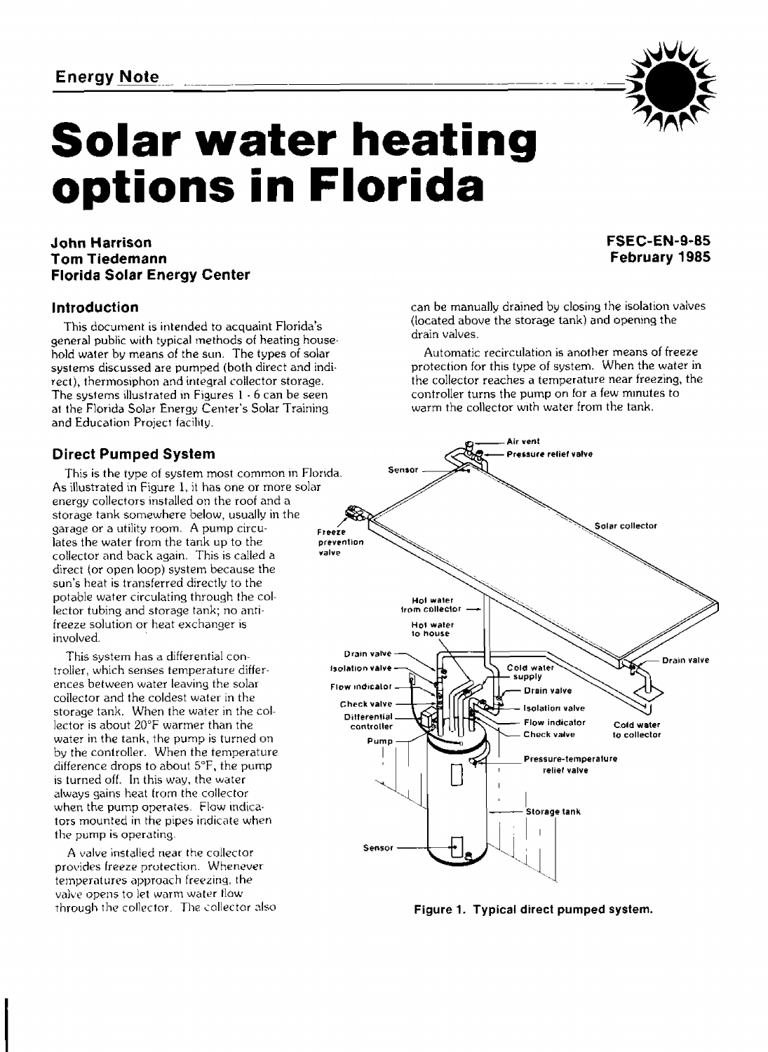Energy Note

# Solar water heating options in Florida

**John Harrison**
**Tom Tiedemann**
**Florida Solar Energy Center**

**FSEC-EN-9-85**
**February 1985**

## Introduction

This document is intended to acquaint Florida's general public with typical methods of heating household water by means of the sun. The types of solar systems discussed are pumped (both direct and indirect), thermosiphon and integral collector storage. The systems illustrated in Figures 1 - 6 can be seen at the Florida Solar Energy Center's Solar Training and Education Project facility.

## Direct Pumped System

This is the type of system most common in Florida. As illustrated in Figure 1, it has one or more solar energy collectors installed on the roof and a storage tank somewhere below, usually in the garage or a utility room. A pump circulates the water from the tank up to the collector and back again. This is called a direct (or open loop) system because the sun's heat is transferred directly to the potable water circulating through the collector tubing and storage tank; no antifreeze solution or heat exchanger is involved.

This system has a differential controller, which senses temperature differences between water leaving the solar collector and the coldest water in the storage tank. When the water in the collector is about 20°F warmer than the water in the tank, the pump is turned on by the controller. When the temperature difference drops to about 5°F, the pump is turned off. In this way, the water always gains heat from the collector when the pump operates. Flow indicators mounted in the pipes indicate when the pump is operating.

A valve installed near the collector provides freeze protection. Whenever temperatures approach freezing, the valve opens to let warm water flow through the collector. The collector also can be manually drained by closing the isolation valves (located above the storage tank) and opening the drain valves.

Automatic recirculation is another means of freeze protection for this type of system. When the water in the collector reaches a temperature near freezing, the controller turns the pump on for a few minutes to warm the collector with water from the tank.

**Figure 1. Typical direct pumped system.**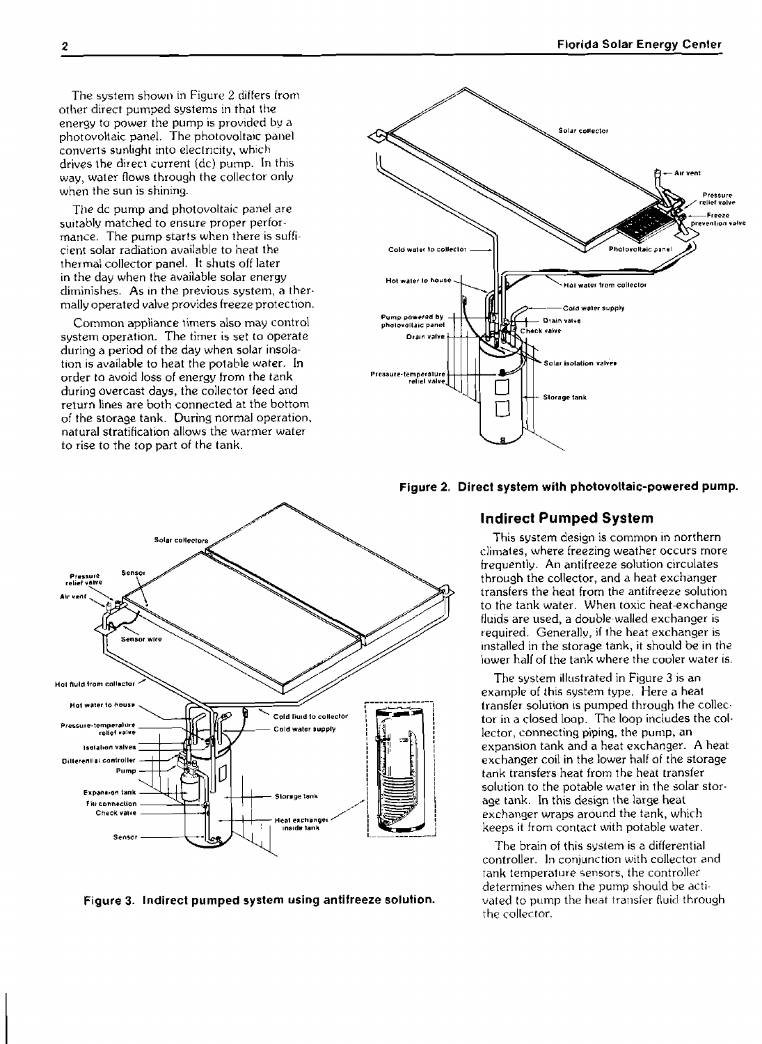The system shown in Figure 2 differs from other direct pumped systems in that the energy to power the pump is provided by a photovoltaic panel. The photovoltaic panel converts sunlight into electricity, which drives the direct current (dc) pump. In this way, water flows through the collector only when the sun is shining.

The dc pump and photovoltaic panel are suitably matched to ensure proper performance. The pump starts when there is sufficient solar radiation available to heat the thermal collector panel. It shuts off later in the day when the available solar energy diminishes. As in the previous system, a thermally operated valve provides freeze protection.

Common appliance timers also may control system operation. The timer is set to operate during a period of the day when solar insolation is available to heat the potable water. In order to avoid loss of energy from the tank during overcast days, the collector feed and return lines are both connected at the bottom of the storage tank. During normal operation, natural stratification allows the warmer water to rise to the top part of the tank.

**Figure 2. Direct system with photovoltaic-powered pump.**

## Indirect Pumped System

This system design is common in northern climates, where freezing weather occurs more frequently. An antifreeze solution circulates through the collector, and a heat exchanger transfers the heat from the antifreeze solution to the tank water. When toxic heat-exchange fluids are used, a double-walled exchanger is required. Generally, if the heat exchanger is installed in the storage tank, it should be in the lower half of the tank where the cooler water is.

The system illustrated in Figure 3 is an example of this system type. Here a heat transfer solution is pumped through the collector in a closed loop. The loop includes the collector, connecting piping, the pump, an expansion tank and a heat exchanger. A heat exchanger coil in the lower half of the storage tank transfers heat from the heat transfer solution to the potable water in the solar storage tank. In this design the large heat exchanger wraps around the tank, which keeps it from contact with potable water.

The brain of this system is a differential controller. In conjunction with collector and tank temperature sensors, the controller determines when the pump should be activated to pump the heat transfer fluid through the collector.

**Figure 3. Indirect pumped system using antifreeze solution.**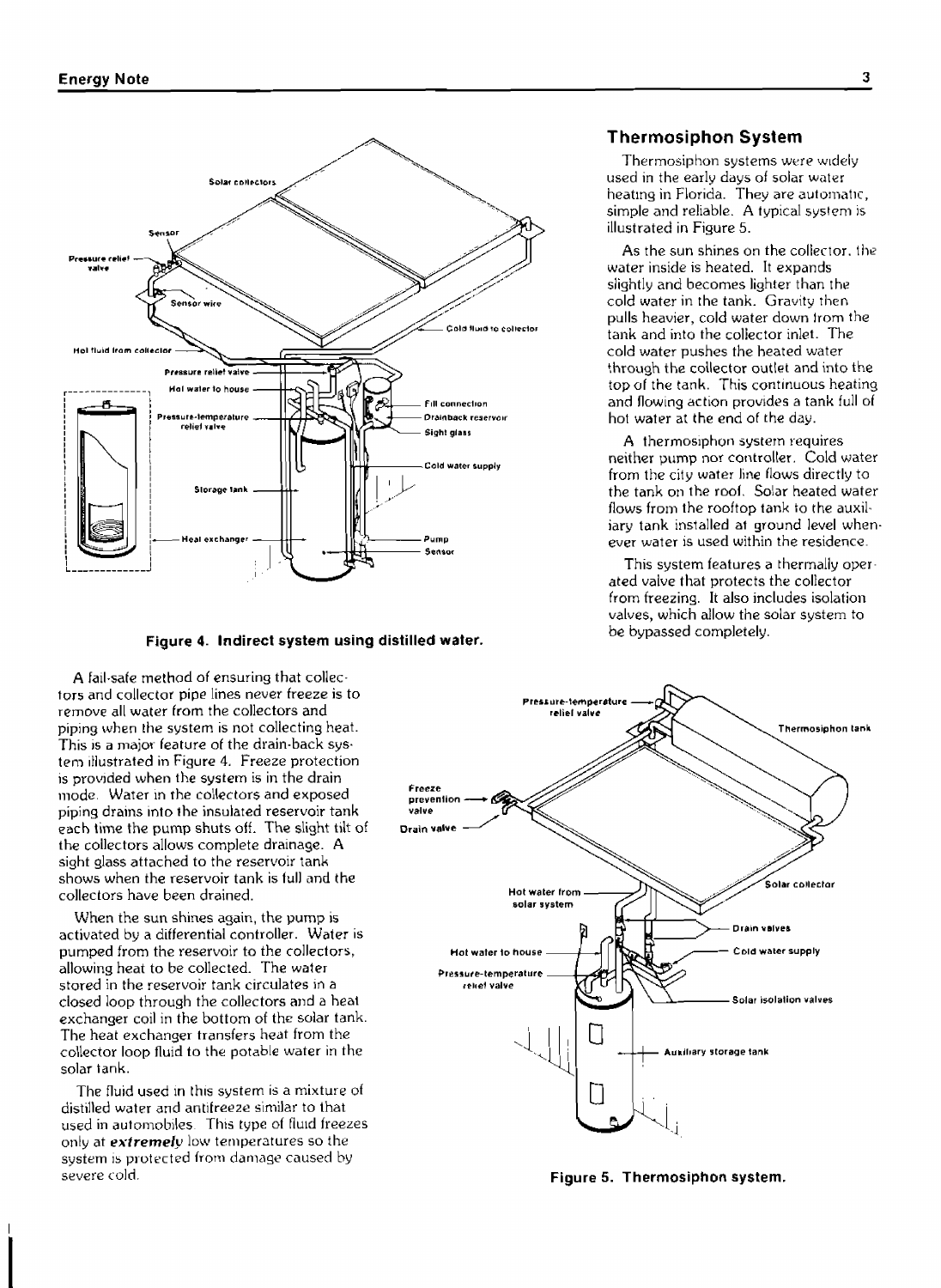Figure 4. Indirect system using distilled water.

A fail-safe method of ensuring that collectors and collector pipe lines never freeze is to remove all water from the collectors and piping when the system is not collecting heat. This is a major feature of the drain-back system illustrated in Figure 4. Freeze protection is provided when the system is in the drain mode. Water in the collectors and exposed piping drains into the insulated reservoir tank each time the pump shuts off. The slight tilt of the collectors allows complete drainage. A sight glass attached to the reservoir tank shows when the reservoir tank is full and the collectors have been drained.

When the sun shines again, the pump is activated by a differential controller. Water is pumped from the reservoir to the collectors, allowing heat to be collected. The water stored in the reservoir tank circulates in a closed loop through the collectors and a heat exchanger coil in the bottom of the solar tank. The heat exchanger transfers heat from the collector loop fluid to the potable water in the solar tank.

The fluid used in this system is a mixture of distilled water and antifreeze similar to that used in automobiles. This type of fluid freezes only at ***extremely*** low temperatures so the system is protected from damage caused by severe cold.

## Thermosiphon System

Thermosiphon systems were widely used in the early days of solar water heating in Florida. They are automatic, simple and reliable. A typical system is illustrated in Figure 5.

As the sun shines on the collector, the water inside is heated. It expands slightly and becomes lighter than the cold water in the tank. Gravity then pulls heavier, cold water down from the tank and into the collector inlet. The cold water pushes the heated water through the collector outlet and into the top of the tank. This continuous heating and flowing action provides a tank full of hot water at the end of the day.

A thermosiphon system requires neither pump nor controller. Cold water from the city water line flows directly to the tank on the roof. Solar heated water flows from the rooftop tank to the auxiliary tank installed at ground level whenever water is used within the residence.

This system features a thermally operated valve that protects the collector from freezing. It also includes isolation valves, which allow the solar system to be bypassed completely.

Figure 5. Thermosiphon system.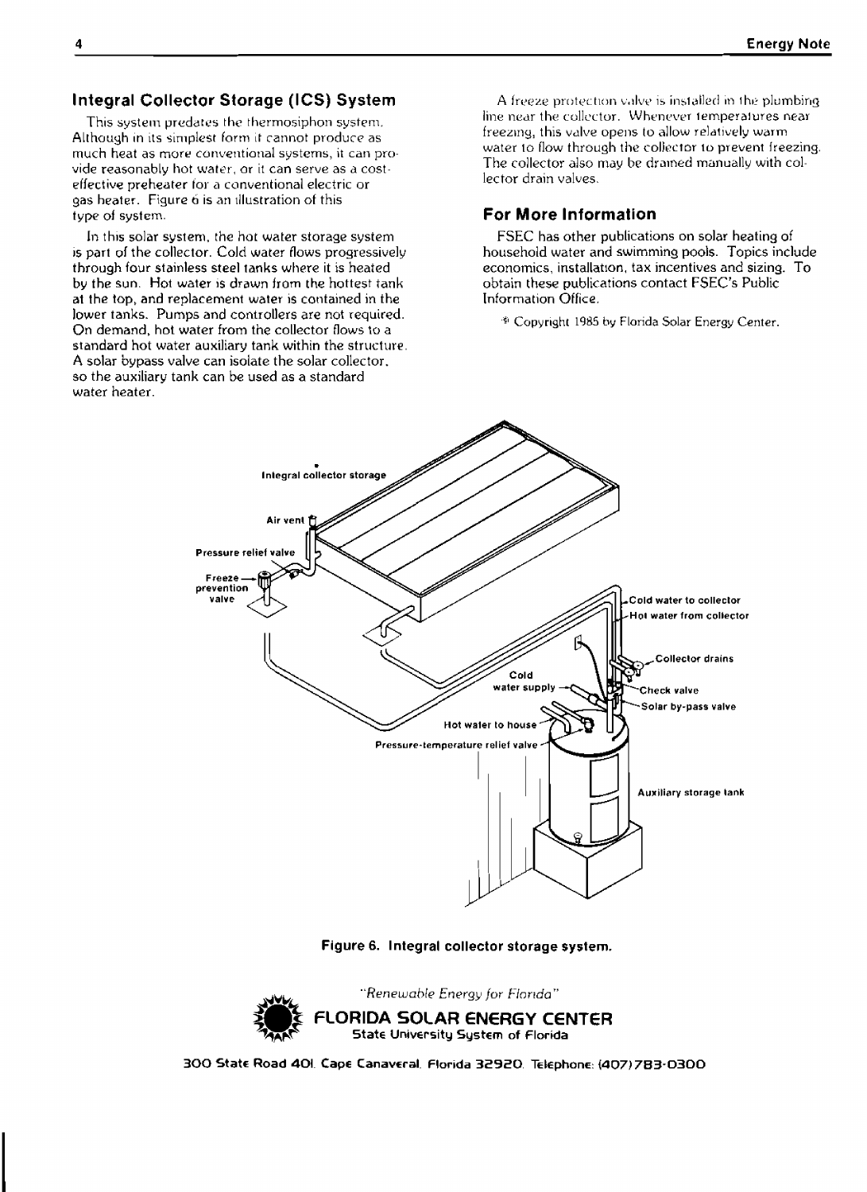## Integral Collector Storage (ICS) System

This system predates the thermosiphon system. Although in its simplest form it cannot produce as much heat as more conventional systems, it can provide reasonably hot water, or it can serve as a cost-effective preheater for a conventional electric or gas heater. Figure 6 is an illustration of this type of system.

In this solar system, the hot water storage system is part of the collector. Cold water flows progressively through four stainless steel tanks where it is heated by the sun. Hot water is drawn from the hottest tank at the top, and replacement water is contained in the lower tanks. Pumps and controllers are not required. On demand, hot water from the collector flows to a standard hot water auxiliary tank within the structure. A solar bypass valve can isolate the solar collector, so the auxiliary tank can be used as a standard water heater.

A freeze protection valve is installed in the plumbing line near the collector. Whenever temperatures near freezing, this valve opens to allow relatively warm water to flow through the collector to prevent freezing. The collector also may be drained manually with collector drain valves.

## For More Information

FSEC has other publications on solar heating of household water and swimming pools. Topics include economics, installation, tax incentives and sizing. To obtain these publications contact FSEC's Public Information Office.

© Copyright 1985 by Florida Solar Energy Center.

Integral collector storage
Air vent
Pressure relief valve
Freeze prevention valve
Cold water to collector
Hot water from collector
Collector drains
Cold water supply
Check valve
Solar by-pass valve
Hot water to house
Pressure-temperature relief valve
Auxiliary storage tank

**Figure 6. Integral collector storage system.**

*"Renewable Energy for Florida"*

**FLORIDA SOLAR ENERGY CENTER**
State University System of Florida

300 State Road 401, Cape Canaveral, Florida 32920. Telephone: (407) 783-0300